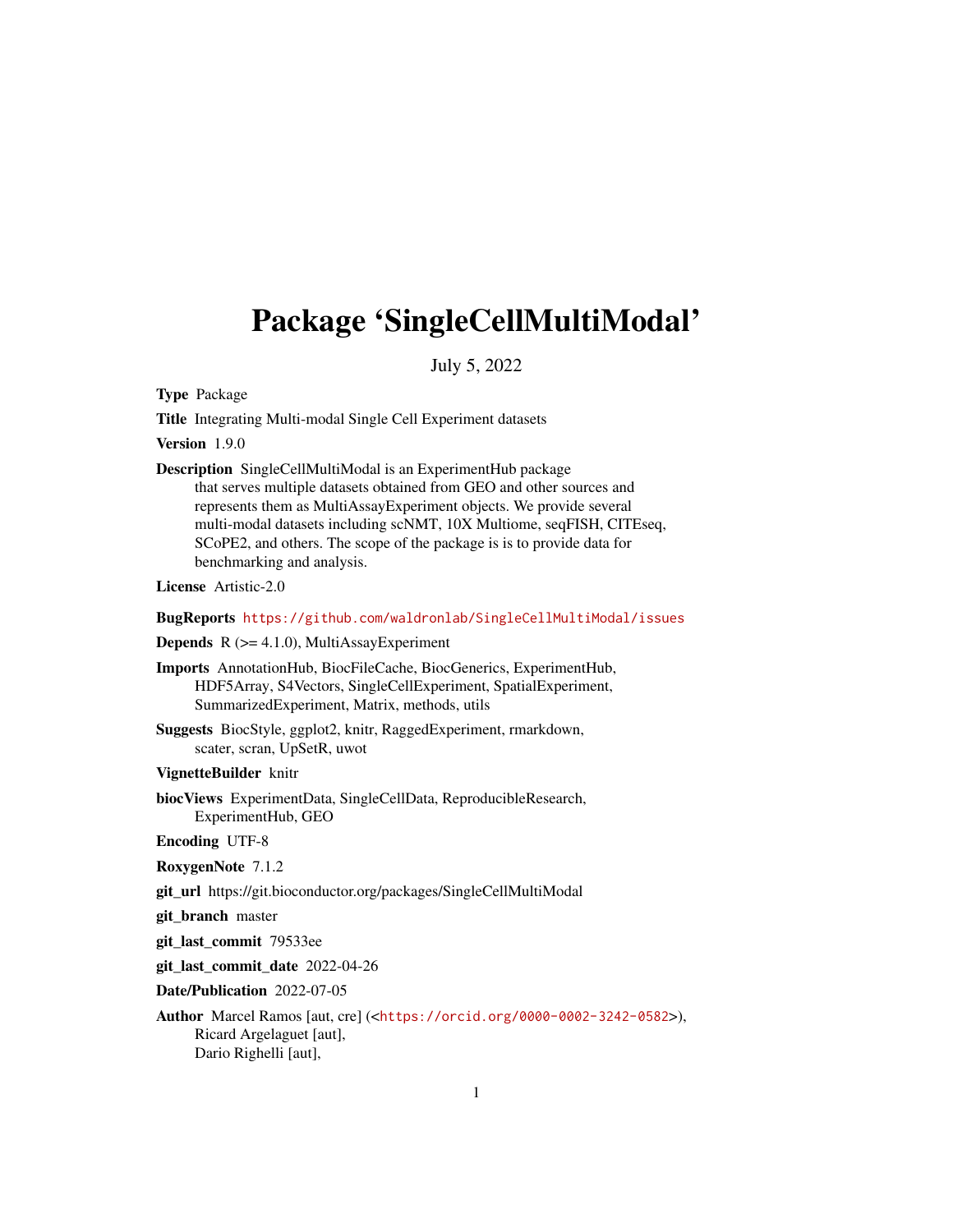# Package 'SingleCellMultiModal'

July 5, 2022

**Type** Package

**Title** Integrating Multi-modal Single Cell Experiment datasets

**Version** 1.9.0

**Description** SingleCellMultiModal is an ExperimentHub package that serves multiple datasets obtained from GEO and other sources and represents them as MultiAssayExperiment objects. We provide several multi-modal datasets including scNMT, 10X Multiome, seqFISH, CITEseq, SCoPE2, and others. The scope of the package is is to provide data for benchmarking and analysis.

**License** Artistic-2.0

**BugReports** https://github.com/waldronlab/SingleCellMultiModal/issues

**Depends** R (>= 4.1.0), MultiAssayExperiment

**Imports** AnnotationHub, BiocFileCache, BiocGenerics, ExperimentHub, HDF5Array, S4Vectors, SingleCellExperiment, SpatialExperiment, SummarizedExperiment, Matrix, methods, utils

**Suggests** BiocStyle, ggplot2, knitr, RaggedExperiment, rmarkdown, scater, scran, UpSetR, uwot

**VignetteBuilder** knitr

**biocViews** ExperimentData, SingleCellData, ReproducibleResearch, ExperimentHub, GEO

**Encoding** UTF-8

**RoxygenNote** 7.1.2

**git_url** https://git.bioconductor.org/packages/SingleCellMultiModal

**git_branch** master

**git_last_commit** 79533ee

**git_last_commit_date** 2022-04-26

**Date/Publication** 2022-07-05

**Author** Marcel Ramos [aut, cre] (<https://orcid.org/0000-0002-3242-0582>), Ricard Argelaguet [aut], Dario Righelli [aut],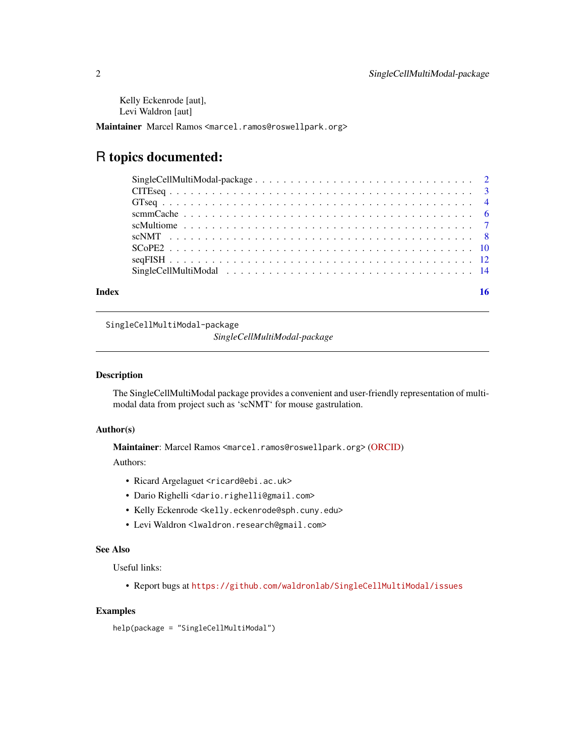Kelly Eckenrode [aut],
Levi Waldron [aut]

**Maintainer** Marcel Ramos <marcel.ramos@roswellpark.org>

# R topics documented:

- SingleCellMultiModal-package . . . . . . . . . . . . . . . . . . . . . . . . . . . . . 2
- CITEseq . . . . . . . . . . . . . . . . . . . . . . . . . . . . . . . . . . . . . . . . 3
- GTseq . . . . . . . . . . . . . . . . . . . . . . . . . . . . . . . . . . . . . . . . . 4
- scmmCache . . . . . . . . . . . . . . . . . . . . . . . . . . . . . . . . . . . . . . . 6
- scMultiome . . . . . . . . . . . . . . . . . . . . . . . . . . . . . . . . . . . . . . 7
- scNMT . . . . . . . . . . . . . . . . . . . . . . . . . . . . . . . . . . . . . . . . . 8
- SCoPE2 . . . . . . . . . . . . . . . . . . . . . . . . . . . . . . . . . . . . . . . . 10
- seqFISH . . . . . . . . . . . . . . . . . . . . . . . . . . . . . . . . . . . . . . . 12
- SingleCellMultiModal . . . . . . . . . . . . . . . . . . . . . . . . . . . . . . . . . 14

**Index** **16**

---

`SingleCellMultiModal-package` *SingleCellMultiModal-package*

---

### Description

The SingleCellMultiModal package provides a convenient and user-friendly representation of multi-modal data from project such as 'scNMT' for mouse gastrulation.

### Author(s)

**Maintainer**: Marcel Ramos <marcel.ramos@roswellpark.org> (ORCID)

Authors:

- Ricard Argelaguet <ricard@ebi.ac.uk>
- Dario Righelli <dario.righelli@gmail.com>
- Kelly Eckenrode <kelly.eckenrode@sph.cuny.edu>
- Levi Waldron <lwaldron.research@gmail.com>

### See Also

Useful links:

- Report bugs at https://github.com/waldronlab/SingleCellMultiModal/issues

### Examples

```
help(package = "SingleCellMultiModal")
```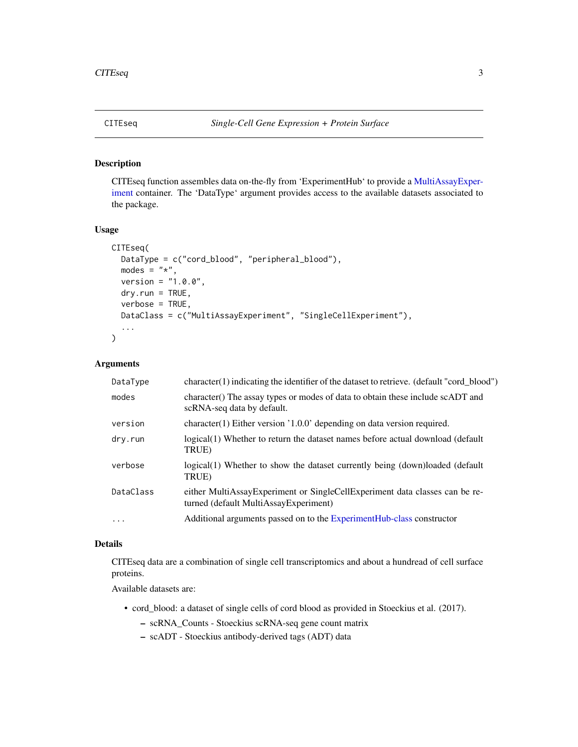## CITEseq — *Single-Cell Gene Expression + Protein Surface*

### Description

CITEseq function assembles data on-the-fly from 'ExperimentHub' to provide a MultiAssayExperiment container. The 'DataType' argument provides access to the available datasets associated to the package.

### Usage

```
CITEseq(
  DataType = c("cord_blood", "peripheral_blood"),
  modes = "*",
  version = "1.0.0",
  dry.run = TRUE,
  verbose = TRUE,
  DataClass = c("MultiAssayExperiment", "SingleCellExperiment"),
  ...
)
```

### Arguments

| | |
|---|---|
| `DataType` | character(1) indicating the identifier of the dataset to retrieve. (default "cord_blood") |
| `modes` | character() The assay types or modes of data to obtain these include scADT and scRNA-seq data by default. |
| `version` | character(1) Either version '1.0.0' depending on data version required. |
| `dry.run` | logical(1) Whether to return the dataset names before actual download (default TRUE) |
| `verbose` | logical(1) Whether to show the dataset currently being (down)loaded (default TRUE) |
| `DataClass` | either MultiAssayExperiment or SingleCellExperiment data classes can be returned (default MultiAssayExperiment) |
| `...` | Additional arguments passed on to the ExperimentHub-class constructor |

### Details

CITEseq data are a combination of single cell transcriptomics and about a hundread of cell surface proteins.

Available datasets are:

- cord_blood: a dataset of single cells of cord blood as provided in Stoeckius et al. (2017).
  - scRNA_Counts - Stoeckius scRNA-seq gene count matrix
  - scADT - Stoeckius antibody-derived tags (ADT) data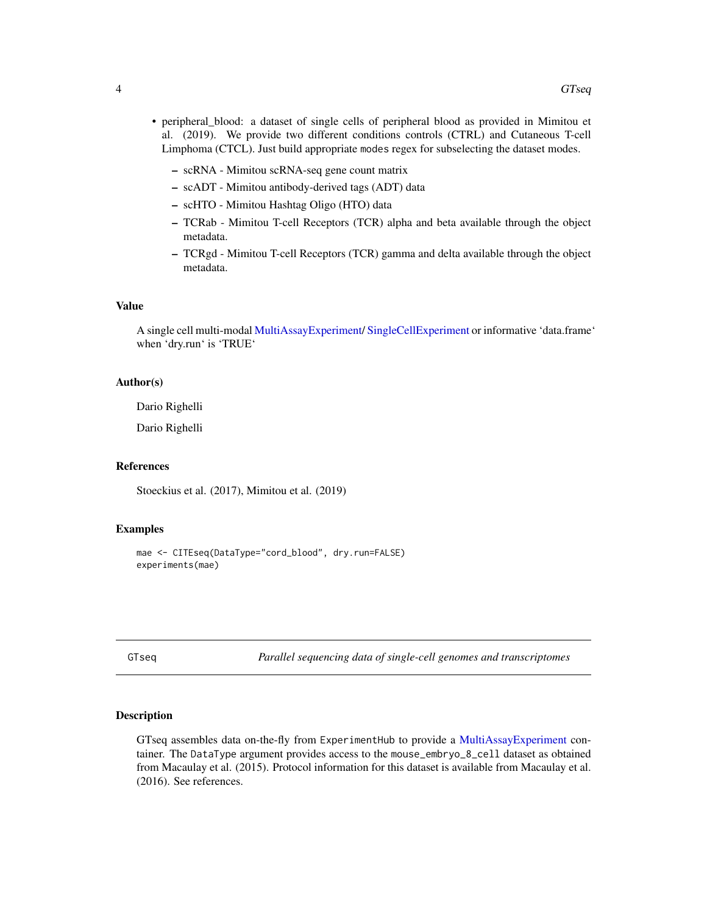- peripheral_blood: a dataset of single cells of peripheral blood as provided in Mimitou et al. (2019). We provide two different conditions controls (CTRL) and Cutaneous T-cell Limphoma (CTCL). Just build appropriate `modes` regex for subselecting the dataset modes.
  - scRNA - Mimitou scRNA-seq gene count matrix
  - scADT - Mimitou antibody-derived tags (ADT) data
  - scHTO - Mimitou Hashtag Oligo (HTO) data
  - TCRab - Mimitou T-cell Receptors (TCR) alpha and beta available through the object metadata.
  - TCRgd - Mimitou T-cell Receptors (TCR) gamma and delta available through the object metadata.

### Value

A single cell multi-modal MultiAssayExperiment/ SingleCellExperiment or informative 'data.frame' when 'dry.run' is 'TRUE'

### Author(s)

Dario Righelli

Dario Righelli

### References

Stoeckius et al. (2017), Mimitou et al. (2019)

### Examples

```
mae <- CITEseq(DataType="cord_blood", dry.run=FALSE)
experiments(mae)
```

---

## GTseq — *Parallel sequencing data of single-cell genomes and transcriptomes*

### Description

GTseq assembles data on-the-fly from `ExperimentHub` to provide a MultiAssayExperiment container. The `DataType` argument provides access to the `mouse_embryo_8_cell` dataset as obtained from Macaulay et al. (2015). Protocol information for this dataset is available from Macaulay et al. (2016). See references.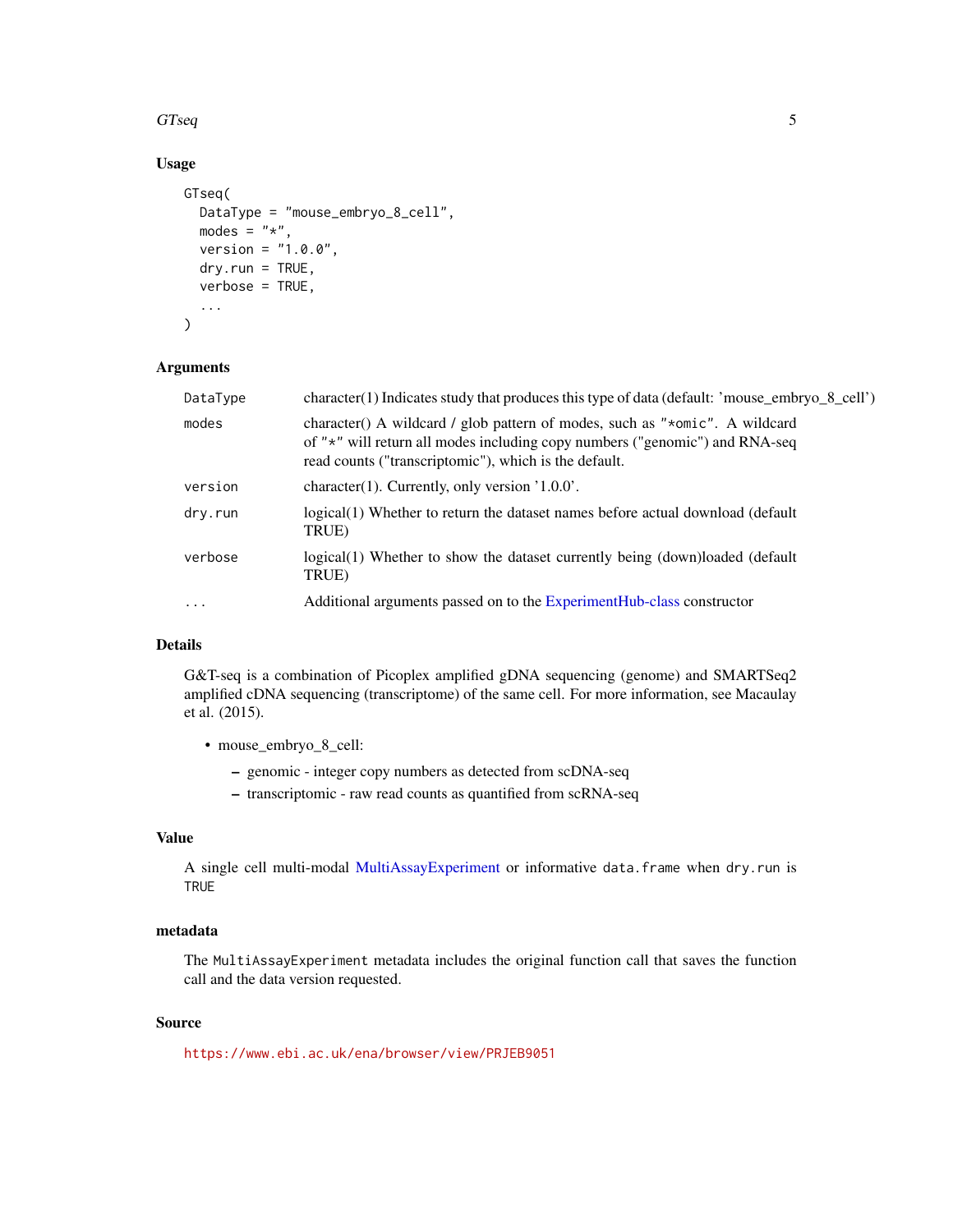## Usage

```
GTseq(
  DataType = "mouse_embryo_8_cell",
  modes = "*",
  version = "1.0.0",
  dry.run = TRUE,
  verbose = TRUE,
  ...
)
```

## Arguments

| | |
|---|---|
| DataType | character(1) Indicates study that produces this type of data (default: 'mouse_embryo_8_cell') |
| modes | character() A wildcard / glob pattern of modes, such as "*omic". A wildcard of "*" will return all modes including copy numbers ("genomic") and RNA-seq read counts ("transcriptomic"), which is the default. |
| version | character(1). Currently, only version '1.0.0'. |
| dry.run | logical(1) Whether to return the dataset names before actual download (default TRUE) |
| verbose | logical(1) Whether to show the dataset currently being (down)loaded (default TRUE) |
| ... | Additional arguments passed on to the ExperimentHub-class constructor |

## Details

G&T-seq is a combination of Picoplex amplified gDNA sequencing (genome) and SMARTSeq2 amplified cDNA sequencing (transcriptome) of the same cell. For more information, see Macaulay et al. (2015).

- mouse_embryo_8_cell:
  - genomic - integer copy numbers as detected from scDNA-seq
  - transcriptomic - raw read counts as quantified from scRNA-seq

## Value

A single cell multi-modal MultiAssayExperiment or informative `data.frame` when `dry.run` is `TRUE`

## metadata

The `MultiAssayExperiment` metadata includes the original function call that saves the function call and the data version requested.

## Source

https://www.ebi.ac.uk/ena/browser/view/PRJEB9051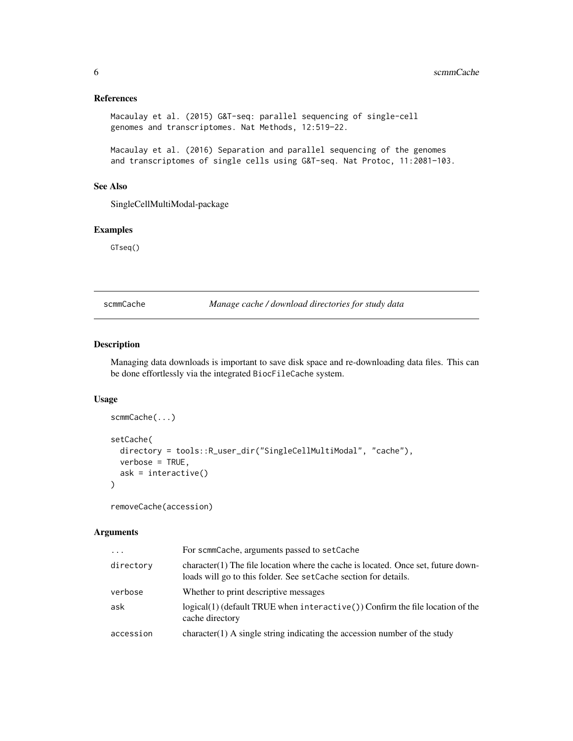### References

```
Macaulay et al. (2015) G&T-seq: parallel sequencing of single-cell
genomes and transcriptomes. Nat Methods, 12:519-22.

Macaulay et al. (2016) Separation and parallel sequencing of the genomes
and transcriptomes of single cells using G&T-seq. Nat Protoc, 11:2081-103.
```

### See Also

SingleCellMultiModal-package

### Examples

```
GTseq()
```

---

## scmmCache — *Manage cache / download directories for study data*

---

### Description

Managing data downloads is important to save disk space and re-downloading data files. This can be done effortlessly via the integrated `BiocFileCache` system.

### Usage

```
scmmCache(...)

setCache(
  directory = tools::R_user_dir("SingleCellMultiModal", "cache"),
  verbose = TRUE,
  ask = interactive()
)

removeCache(accession)
```

### Arguments

| | |
|---|---|
| `...` | For `scmmCache`, arguments passed to `setCache` |
| `directory` | character(1) The file location where the cache is located. Once set, future downloads will go to this folder. See `setCache` section for details. |
| `verbose` | Whether to print descriptive messages |
| `ask` | logical(1) (default TRUE when `interactive()`) Confirm the file location of the cache directory |
| `accession` | character(1) A single string indicating the accession number of the study |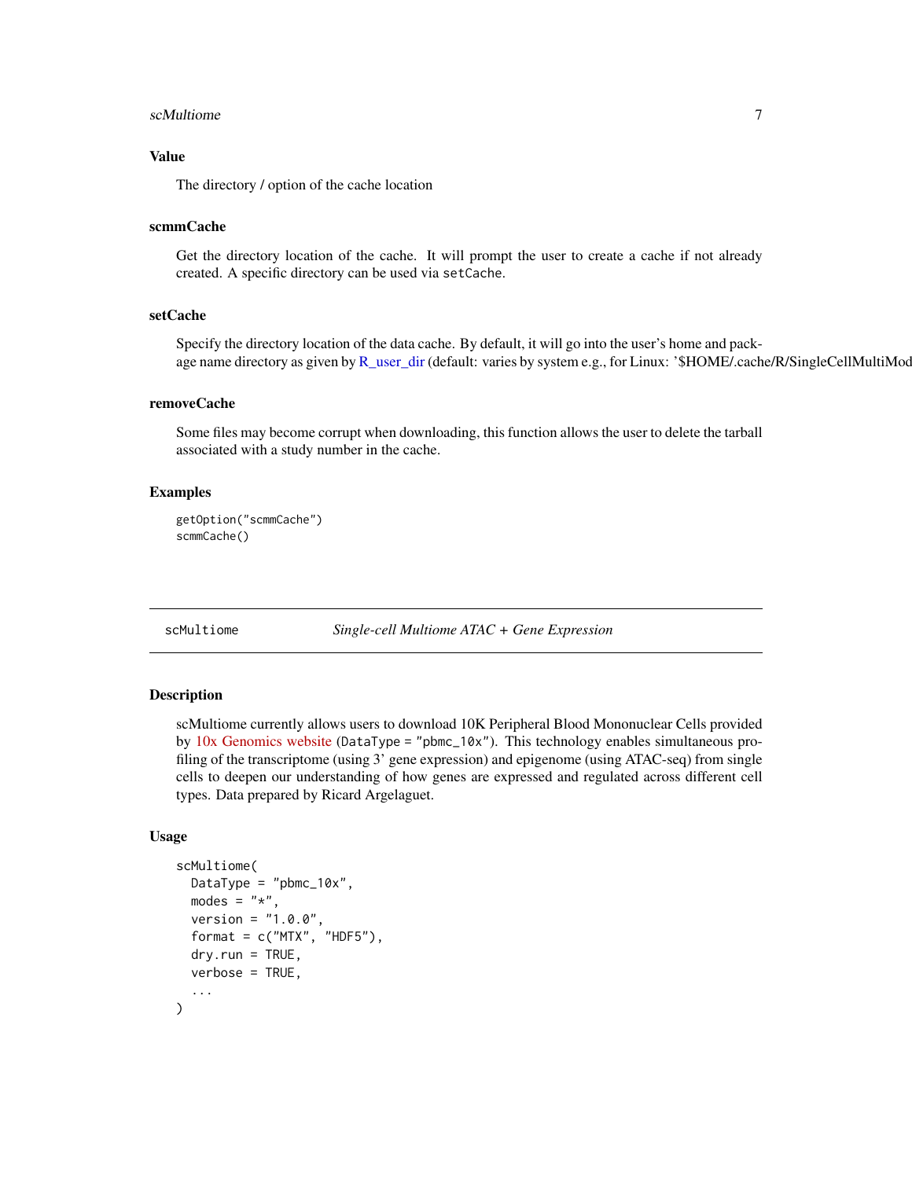### Value

The directory / option of the cache location

### scmmCache

Get the directory location of the cache. It will prompt the user to create a cache if not already created. A specific directory can be used via `setCache`.

### setCache

Specify the directory location of the data cache. By default, it will go into the user's home and package name directory as given by R_user_dir (default: varies by system e.g., for Linux: '$HOME/.cache/R/SingleCellMultiMod

### removeCache

Some files may become corrupt when downloading, this function allows the user to delete the tarball associated with a study number in the cache.

### Examples

```
getOption("scmmCache")
scmmCache()
```

---

## scMultiome    *Single-cell Multiome ATAC + Gene Expression*

---

### Description

scMultiome currently allows users to download 10K Peripheral Blood Mononuclear Cells provided by 10x Genomics website (`DataType = "pbmc_10x"`). This technology enables simultaneous profiling of the transcriptome (using 3' gene expression) and epigenome (using ATAC-seq) from single cells to deepen our understanding of how genes are expressed and regulated across different cell types. Data prepared by Ricard Argelaguet.

### Usage

```
scMultiome(
  DataType = "pbmc_10x",
  modes = "*",
  version = "1.0.0",
  format = c("MTX", "HDF5"),
  dry.run = TRUE,
  verbose = TRUE,
  ...
)
```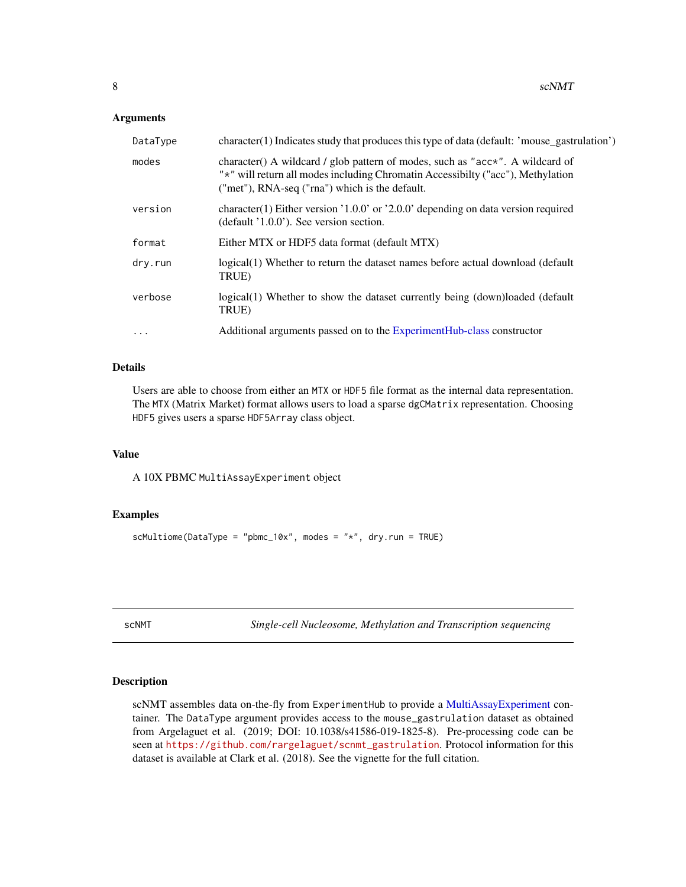### Arguments

| | |
|---|---|
| DataType | character(1) Indicates study that produces this type of data (default: 'mouse_gastrulation') |
| modes | character() A wildcard / glob pattern of modes, such as "acc*". A wildcard of "*" will return all modes including Chromatin Accessibilty ("acc"), Methylation ("met"), RNA-seq ("rna") which is the default. |
| version | character(1) Either version '1.0.0' or '2.0.0' depending on data version required (default '1.0.0'). See version section. |
| format | Either MTX or HDF5 data format (default MTX) |
| dry.run | logical(1) Whether to return the dataset names before actual download (default TRUE) |
| verbose | logical(1) Whether to show the dataset currently being (down)loaded (default TRUE) |
| ... | Additional arguments passed on to the ExperimentHub-class constructor |

### Details

Users are able to choose from either an `MTX` or `HDF5` file format as the internal data representation. The `MTX` (Matrix Market) format allows users to load a sparse `dgCMatrix` representation. Choosing `HDF5` gives users a sparse `HDF5Array` class object.

### Value

A 10X PBMC `MultiAssayExperiment` object

### Examples

```
scMultiome(DataType = "pbmc_10x", modes = "*", dry.run = TRUE)
```

---

## scNMT — *Single-cell Nucleosome, Methylation and Transcription sequencing*

---

### Description

scNMT assembles data on-the-fly from `ExperimentHub` to provide a MultiAssayExperiment container. The `DataType` argument provides access to the `mouse_gastrulation` dataset as obtained from Argelaguet et al. (2019; DOI: 10.1038/s41586-019-1825-8). Pre-processing code can be seen at https://github.com/rargelaguet/scnmt_gastrulation. Protocol information for this dataset is available at Clark et al. (2018). See the vignette for the full citation.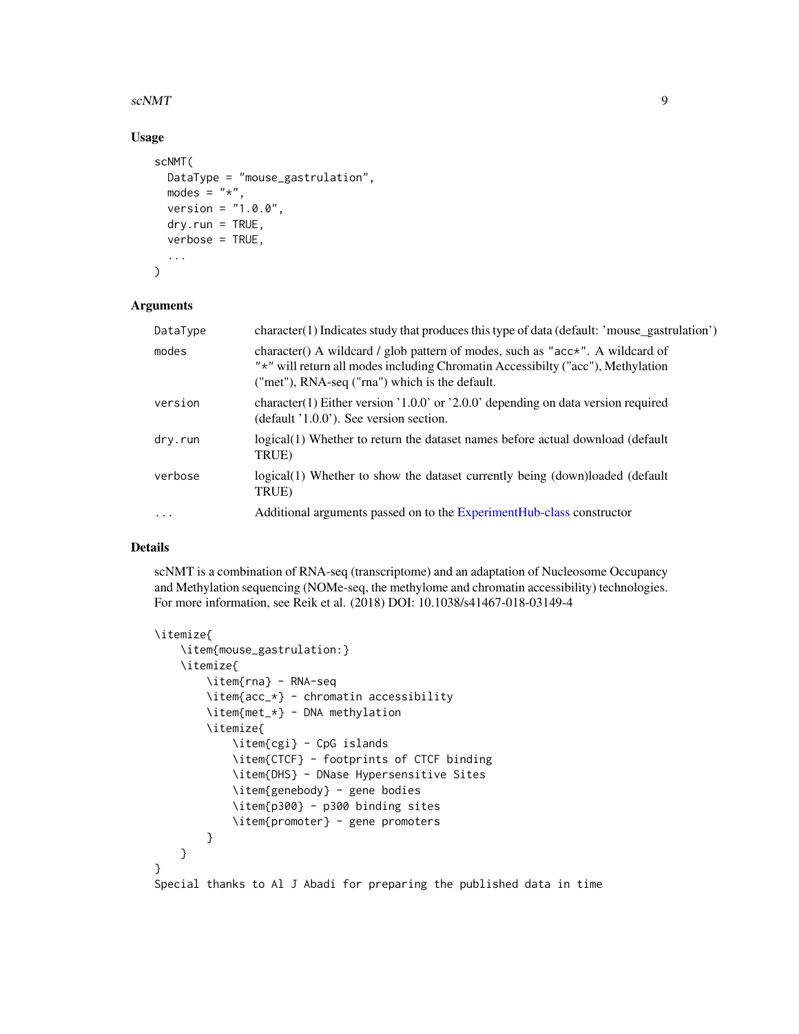## Usage

```
scNMT(
  DataType = "mouse_gastrulation",
  modes = "*",
  version = "1.0.0",
  dry.run = TRUE,
  verbose = TRUE,
  ...
)
```

## Arguments

| | |
|---|---|
| DataType | character(1) Indicates study that produces this type of data (default: 'mouse_gastrulation') |
| modes | character() A wildcard / glob pattern of modes, such as "acc*". A wildcard of "*" will return all modes including Chromatin Accessibilty ("acc"), Methylation ("met"), RNA-seq ("rna") which is the default. |
| version | character(1) Either version '1.0.0' or '2.0.0' depending on data version required (default '1.0.0'). See version section. |
| dry.run | logical(1) Whether to return the dataset names before actual download (default TRUE) |
| verbose | logical(1) Whether to show the dataset currently being (down)loaded (default TRUE) |
| ... | Additional arguments passed on to the ExperimentHub-class constructor |

## Details

scNMT is a combination of RNA-seq (transcriptome) and an adaptation of Nucleosome Occupancy and Methylation sequencing (NOMe-seq, the methylome and chromatin accessibility) technologies. For more information, see Reik et al. (2018) DOI: 10.1038/s41467-018-03149-4

```
\itemize{
    \item{mouse_gastrulation:}
    \itemize{
        \item{rna} - RNA-seq
        \item{acc_*} - chromatin accessibility
        \item{met_*} - DNA methylation
        \itemize{
            \item{cgi} - CpG islands
            \item{CTCF} - footprints of CTCF binding
            \item{DHS} - DNase Hypersensitive Sites
            \item{genebody} - gene bodies
            \item{p300} - p300 binding sites
            \item{promoter} - gene promoters
        }
    }
}
Special thanks to Al J Abadi for preparing the published data in time
```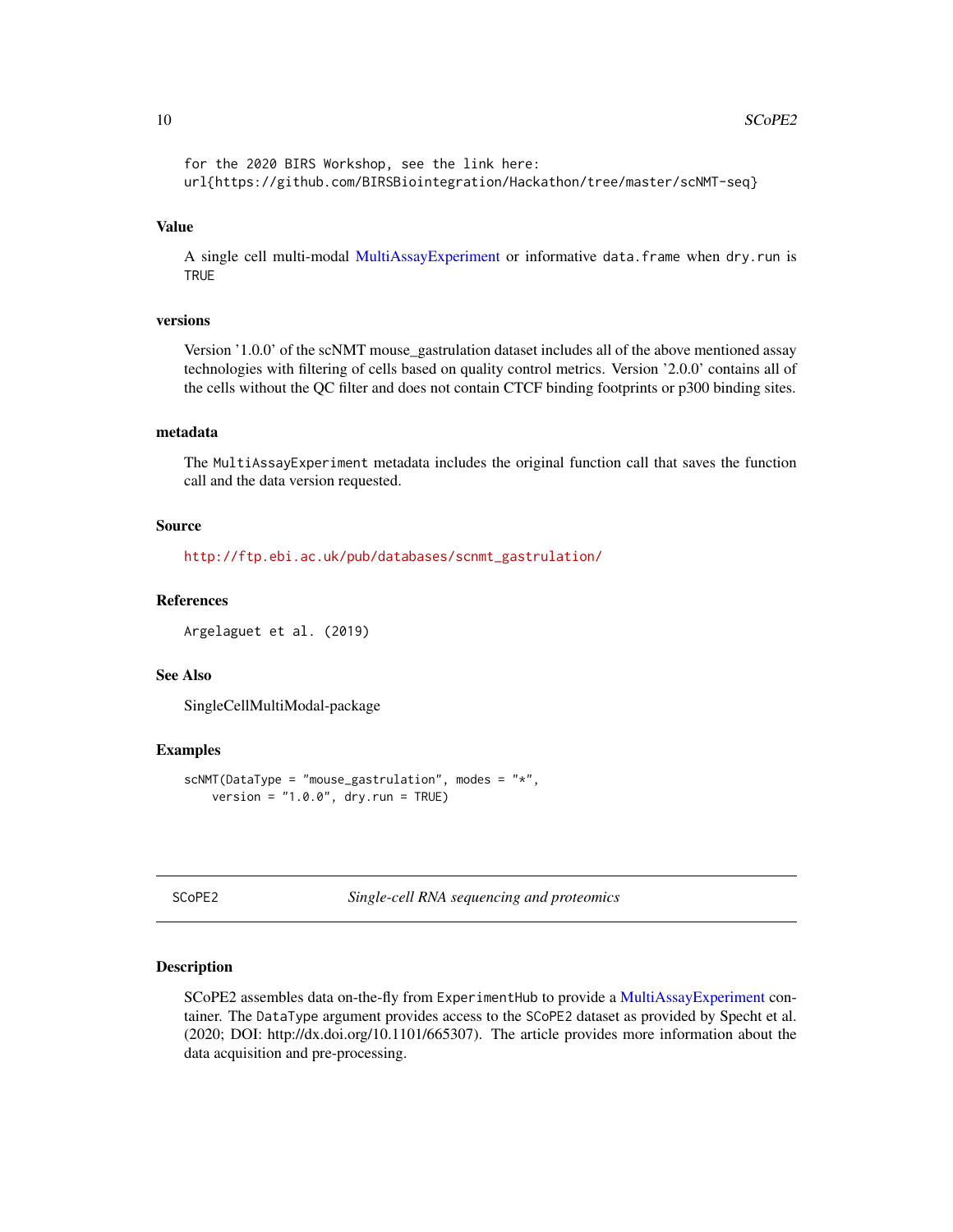```
for the 2020 BIRS Workshop, see the link here:
url{https://github.com/BIRSBiointegration/Hackathon/tree/master/scNMT-seq}
```

### Value

A single cell multi-modal MultiAssayExperiment or informative `data.frame` when `dry.run` is `TRUE`

### versions

Version '1.0.0' of the scNMT mouse_gastrulation dataset includes all of the above mentioned assay technologies with filtering of cells based on quality control metrics. Version '2.0.0' contains all of the cells without the QC filter and does not contain CTCF binding footprints or p300 binding sites.

### metadata

The `MultiAssayExperiment` metadata includes the original function call that saves the function call and the data version requested.

### Source

http://ftp.ebi.ac.uk/pub/databases/scnmt_gastrulation/

### References

```
Argelaguet et al. (2019)
```

### See Also

SingleCellMultiModal-package

### Examples

```
scNMT(DataType = "mouse_gastrulation", modes = "*",
    version = "1.0.0", dry.run = TRUE)
```

---

## SCoPE2 — *Single-cell RNA sequencing and proteomics*

### Description

SCoPE2 assembles data on-the-fly from `ExperimentHub` to provide a MultiAssayExperiment container. The `DataType` argument provides access to the `SCoPE2` dataset as provided by Specht et al. (2020; DOI: http://dx.doi.org/10.1101/665307). The article provides more information about the data acquisition and pre-processing.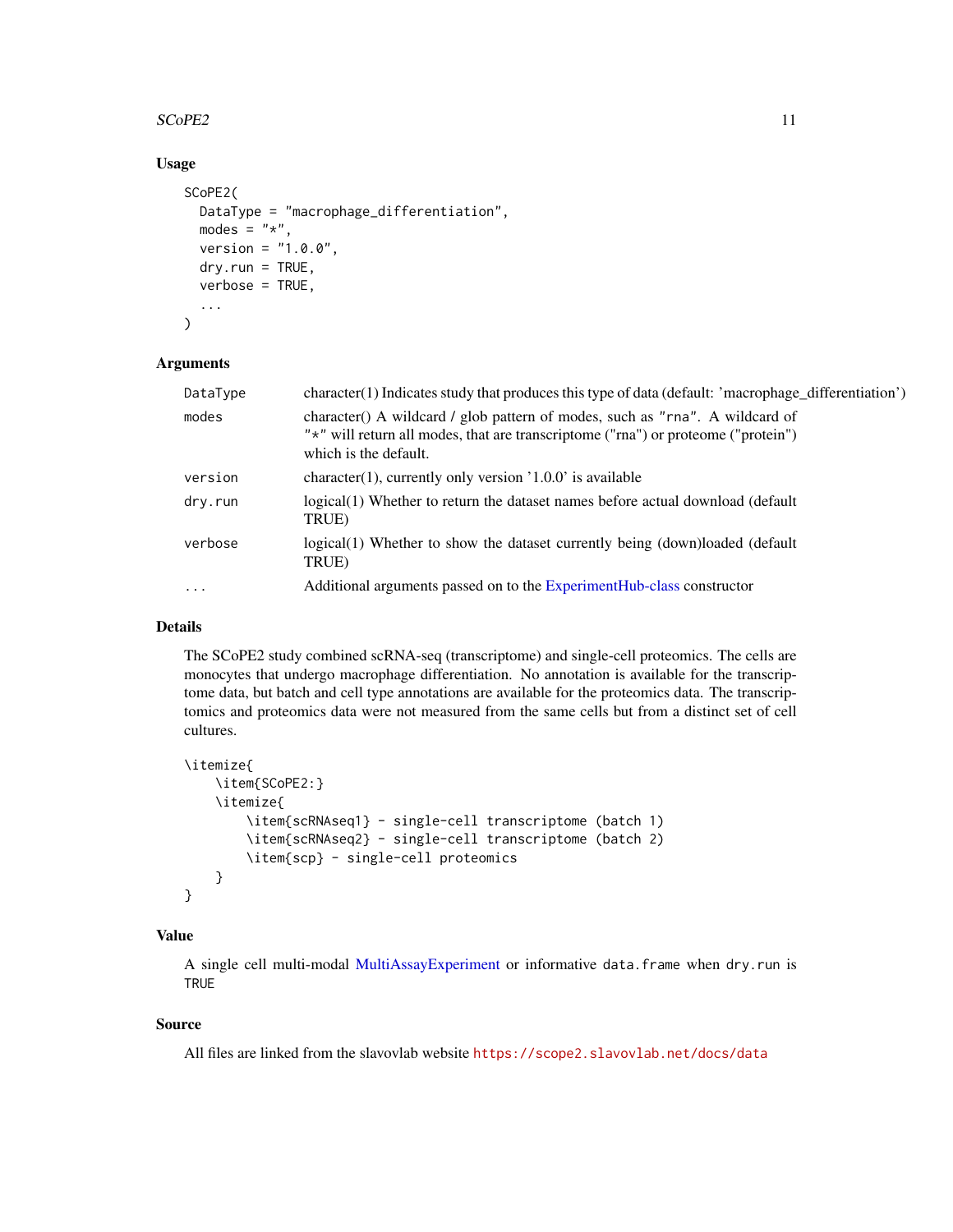### Usage

```
SCoPE2(
  DataType = "macrophage_differentiation",
  modes = "*",
  version = "1.0.0",
  dry.run = TRUE,
  verbose = TRUE,
  ...
)
```

### Arguments

| | |
|---|---|
| DataType | character(1) Indicates study that produces this type of data (default: 'macrophage_differentiation') |
| modes | character() A wildcard / glob pattern of modes, such as "rna". A wildcard of "*" will return all modes, that are transcriptome ("rna") or proteome ("protein") which is the default. |
| version | character(1), currently only version '1.0.0' is available |
| dry.run | logical(1) Whether to return the dataset names before actual download (default TRUE) |
| verbose | logical(1) Whether to show the dataset currently being (down)loaded (default TRUE) |
| ... | Additional arguments passed on to the ExperimentHub-class constructor |

### Details

The SCoPE2 study combined scRNA-seq (transcriptome) and single-cell proteomics. The cells are monocytes that undergo macrophage differentiation. No annotation is available for the transcriptome data, but batch and cell type annotations are available for the proteomics data. The transcriptomics and proteomics data were not measured from the same cells but from a distinct set of cell cultures.

```
\itemize{
    \item{SCoPE2:}
    \itemize{
        \item{scRNAseq1} - single-cell transcriptome (batch 1)
        \item{scRNAseq2} - single-cell transcriptome (batch 2)
        \item{scp} - single-cell proteomics
    }
}
```

### Value

A single cell multi-modal MultiAssayExperiment or informative data.frame when dry.run is TRUE

### Source

All files are linked from the slavovlab website https://scope2.slavovlab.net/docs/data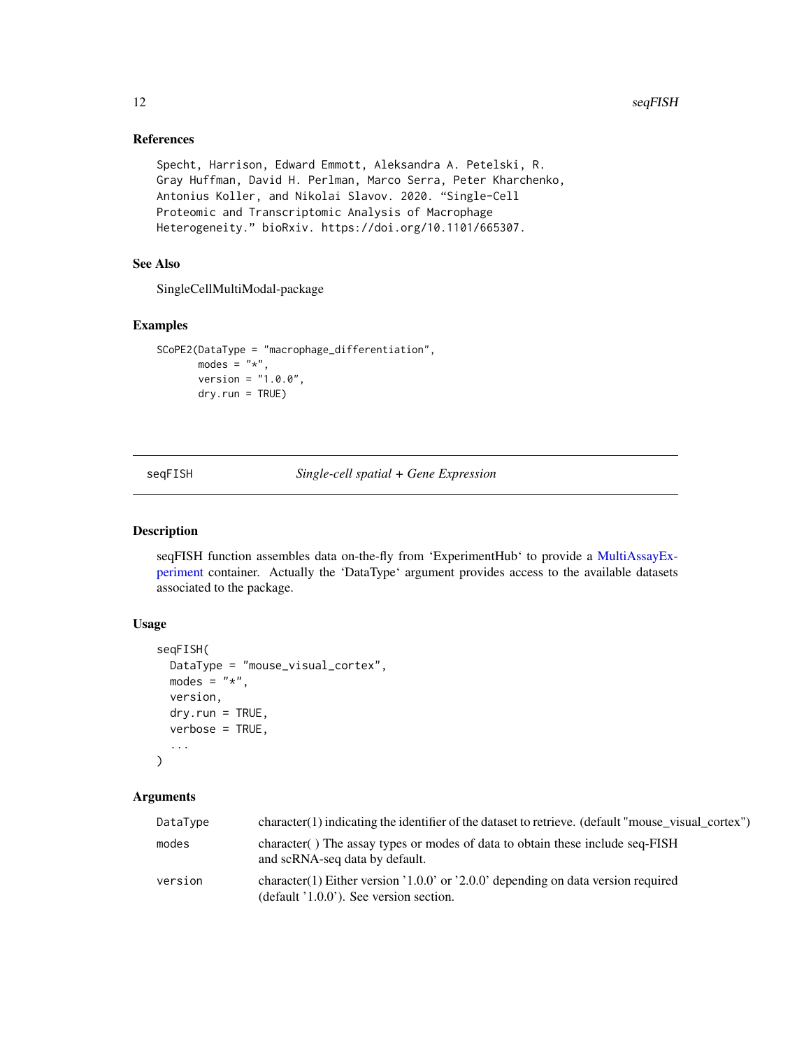### References

```
Specht, Harrison, Edward Emmott, Aleksandra A. Petelski, R.
Gray Huffman, David H. Perlman, Marco Serra, Peter Kharchenko,
Antonius Koller, and Nikolai Slavov. 2020. “Single-Cell
Proteomic and Transcriptomic Analysis of Macrophage
Heterogeneity.” bioRxiv. https://doi.org/10.1101/665307.
```

### See Also

SingleCellMultiModal-package

### Examples

```
SCoPE2(DataType = "macrophage_differentiation",
       modes = "*",
       version = "1.0.0",
       dry.run = TRUE)
```

---

## seqFISH — *Single-cell spatial + Gene Expression*

---

### Description

seqFISH function assembles data on-the-fly from ‘ExperimentHub‘ to provide a MultiAssayExperiment container. Actually the ‘DataType‘ argument provides access to the available datasets associated to the package.

### Usage

```
seqFISH(
  DataType = "mouse_visual_cortex",
  modes = "*",
  version,
  dry.run = TRUE,
  verbose = TRUE,
  ...
)
```

### Arguments

| | |
|---|---|
| `DataType` | character(1) indicating the identifier of the dataset to retrieve. (default "mouse_visual_cortex") |
| `modes` | character( ) The assay types or modes of data to obtain these include seq-FISH and scRNA-seq data by default. |
| `version` | character(1) Either version '1.0.0' or '2.0.0' depending on data version required (default '1.0.0'). See version section. |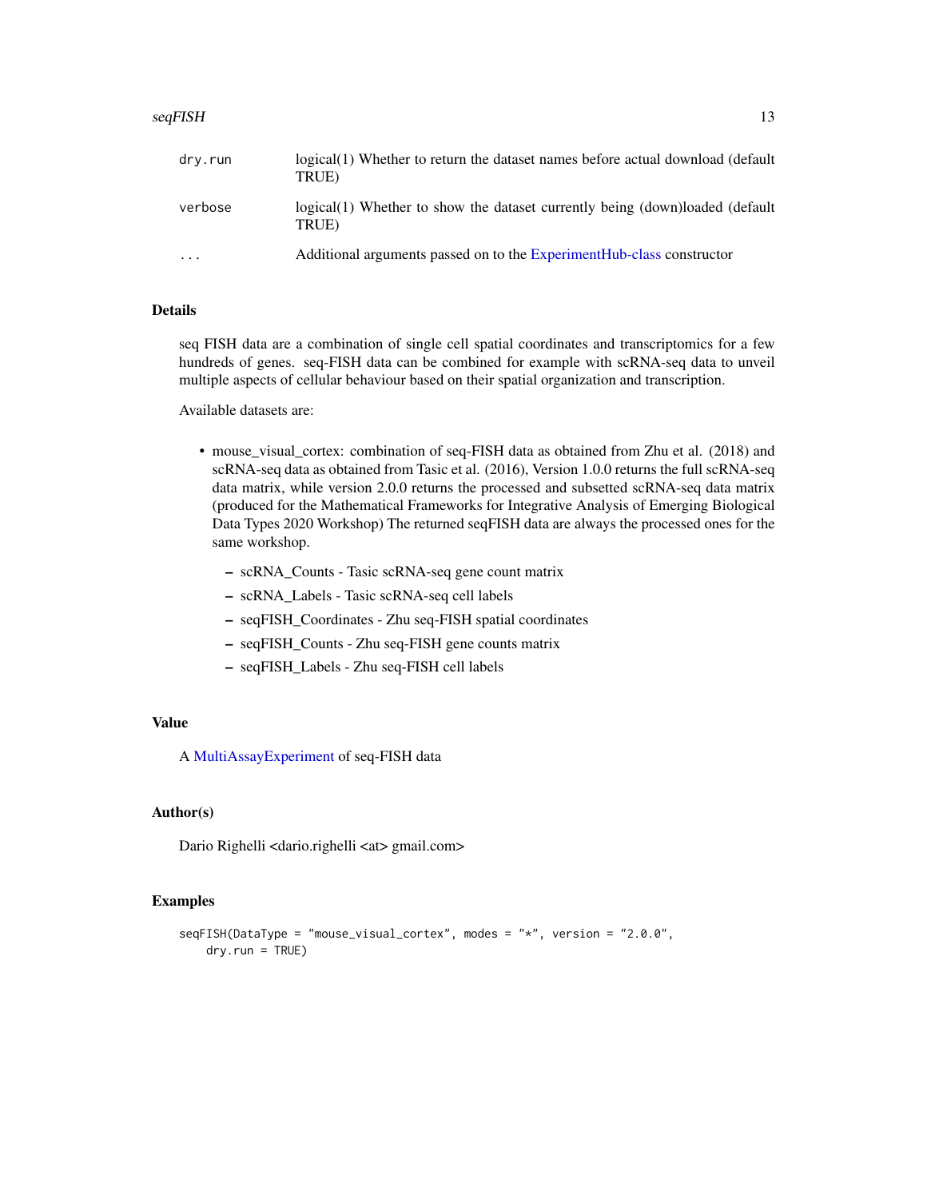| | |
|---|---|
| dry.run | logical(1) Whether to return the dataset names before actual download (default TRUE) |
| verbose | logical(1) Whether to show the dataset currently being (down)loaded (default TRUE) |
| ... | Additional arguments passed on to the ExperimentHub-class constructor |

## Details

seq FISH data are a combination of single cell spatial coordinates and transcriptomics for a few hundreds of genes. seq-FISH data can be combined for example with scRNA-seq data to unveil multiple aspects of cellular behaviour based on their spatial organization and transcription.

Available datasets are:

- mouse_visual_cortex: combination of seq-FISH data as obtained from Zhu et al. (2018) and scRNA-seq data as obtained from Tasic et al. (2016), Version 1.0.0 returns the full scRNA-seq data matrix, while version 2.0.0 returns the processed and subsetted scRNA-seq data matrix (produced for the Mathematical Frameworks for Integrative Analysis of Emerging Biological Data Types 2020 Workshop) The returned seqFISH data are always the processed ones for the same workshop.
  - scRNA_Counts - Tasic scRNA-seq gene count matrix
  - scRNA_Labels - Tasic scRNA-seq cell labels
  - seqFISH_Coordinates - Zhu seq-FISH spatial coordinates
  - seqFISH_Counts - Zhu seq-FISH gene counts matrix
  - seqFISH_Labels - Zhu seq-FISH cell labels

## Value

A MultiAssayExperiment of seq-FISH data

## Author(s)

Dario Righelli <dario.righelli <at> gmail.com>

## Examples

```
seqFISH(DataType = "mouse_visual_cortex", modes = "*", version = "2.0.0",
    dry.run = TRUE)
```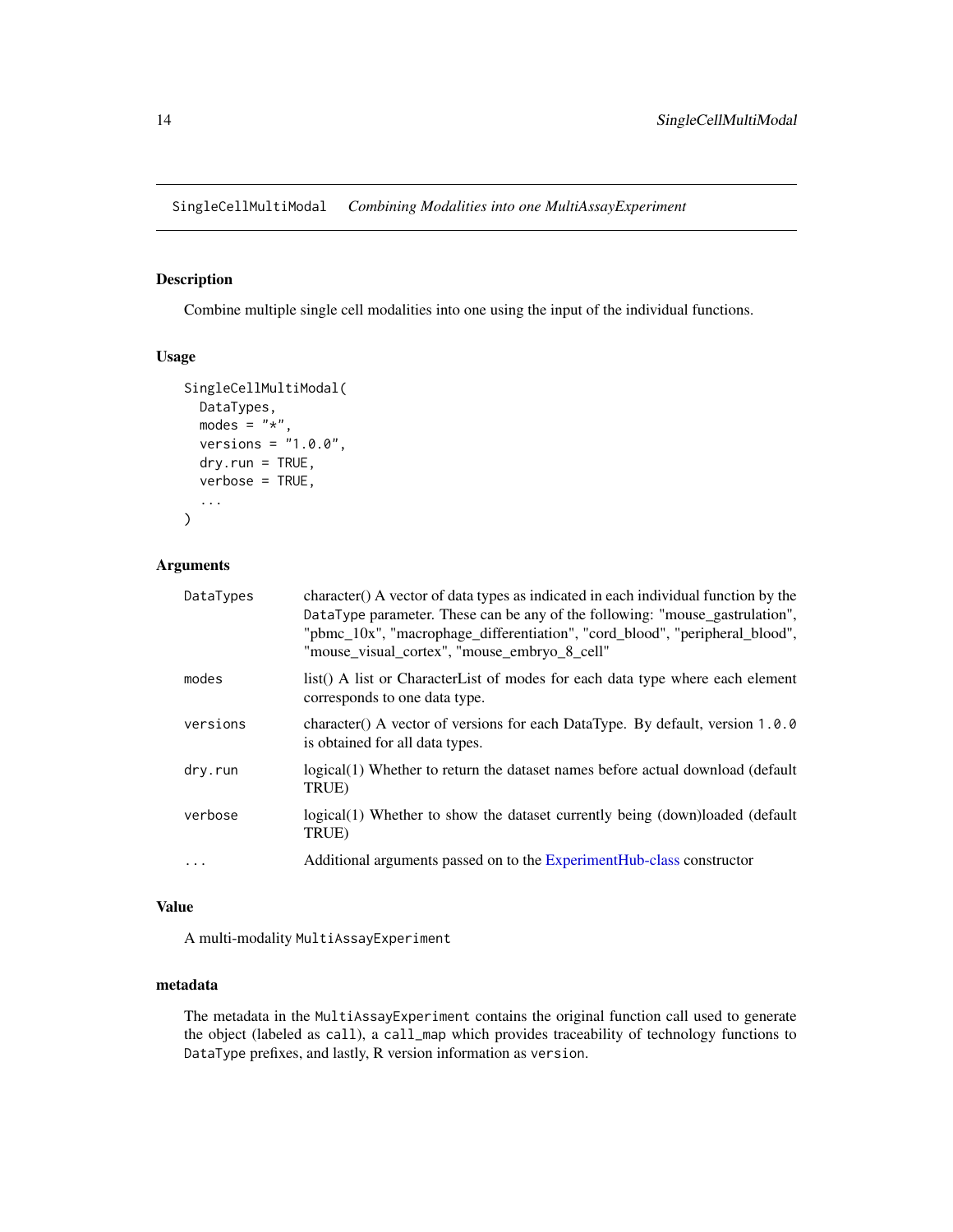SingleCellMultiModal    *Combining Modalities into one MultiAssayExperiment*

## Description

Combine multiple single cell modalities into one using the input of the individual functions.

## Usage

```
SingleCellMultiModal(
  DataTypes,
  modes = "*",
  versions = "1.0.0",
  dry.run = TRUE,
  verbose = TRUE,
  ...
)
```

## Arguments

| | |
|---|---|
| DataTypes | character() A vector of data types as indicated in each individual function by the DataType parameter. These can be any of the following: "mouse_gastrulation", "pbmc_10x", "macrophage_differentiation", "cord_blood", "peripheral_blood", "mouse_visual_cortex", "mouse_embryo_8_cell" |
| modes | list() A list or CharacterList of modes for each data type where each element corresponds to one data type. |
| versions | character() A vector of versions for each DataType. By default, version 1.0.0 is obtained for all data types. |
| dry.run | logical(1) Whether to return the dataset names before actual download (default TRUE) |
| verbose | logical(1) Whether to show the dataset currently being (down)loaded (default TRUE) |
| ... | Additional arguments passed on to the ExperimentHub-class constructor |

## Value

A multi-modality `MultiAssayExperiment`

## metadata

The metadata in the `MultiAssayExperiment` contains the original function call used to generate the object (labeled as `call`), a `call_map` which provides traceability of technology functions to `DataType` prefixes, and lastly, R version information as `version`.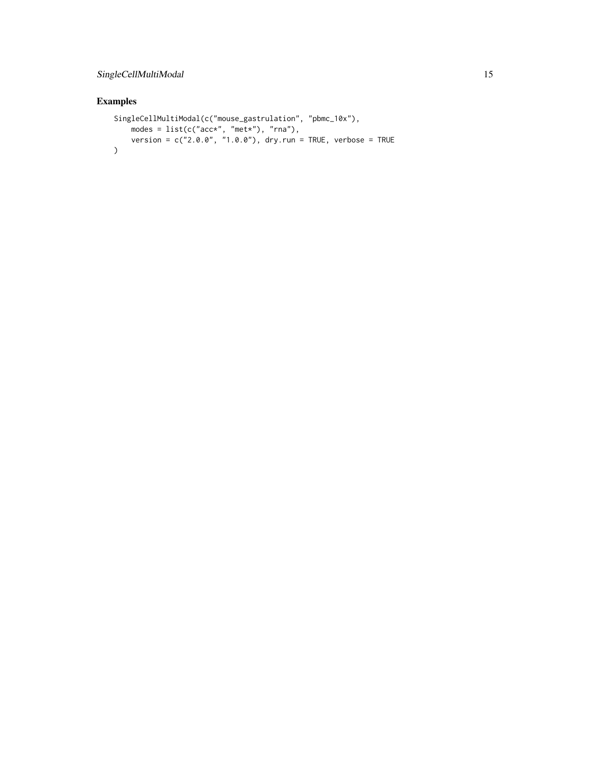## Examples

```
SingleCellMultiModal(c("mouse_gastrulation", "pbmc_10x"),
    modes = list(c("acc*", "met*"), "rna"),
    version = c("2.0.0", "1.0.0"), dry.run = TRUE, verbose = TRUE
)
```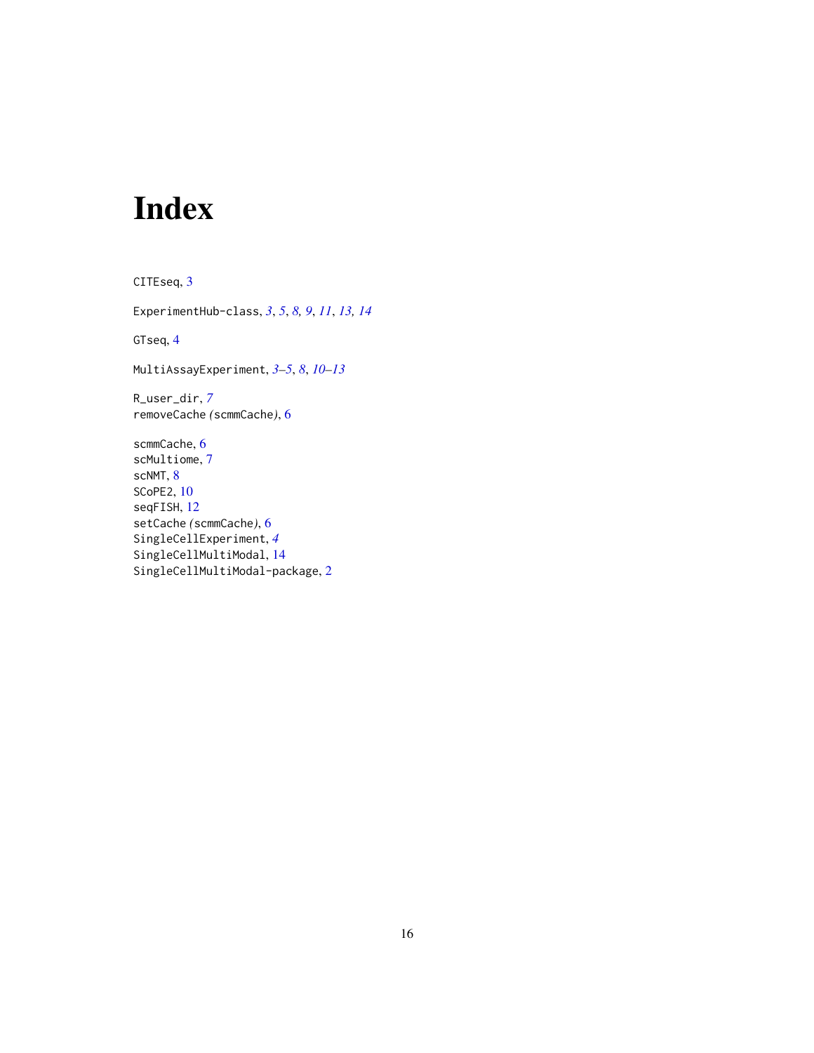# Index

CITEseq, 3

ExperimentHub-class, *3*, *5*, *8, 9*, *11*, *13, 14*

GTseq, 4

MultiAssayExperiment, *3–5*, *8*, *10–13*

R_user_dir, *7*
removeCache *(*scmmCache*)*, 6

scmmCache, 6
scMultiome, 7
scNMT, 8
SCoPE2, 10
seqFISH, 12
setCache *(*scmmCache*)*, 6
SingleCellExperiment, *4*
SingleCellMultiModal, 14
SingleCellMultiModal-package, 2